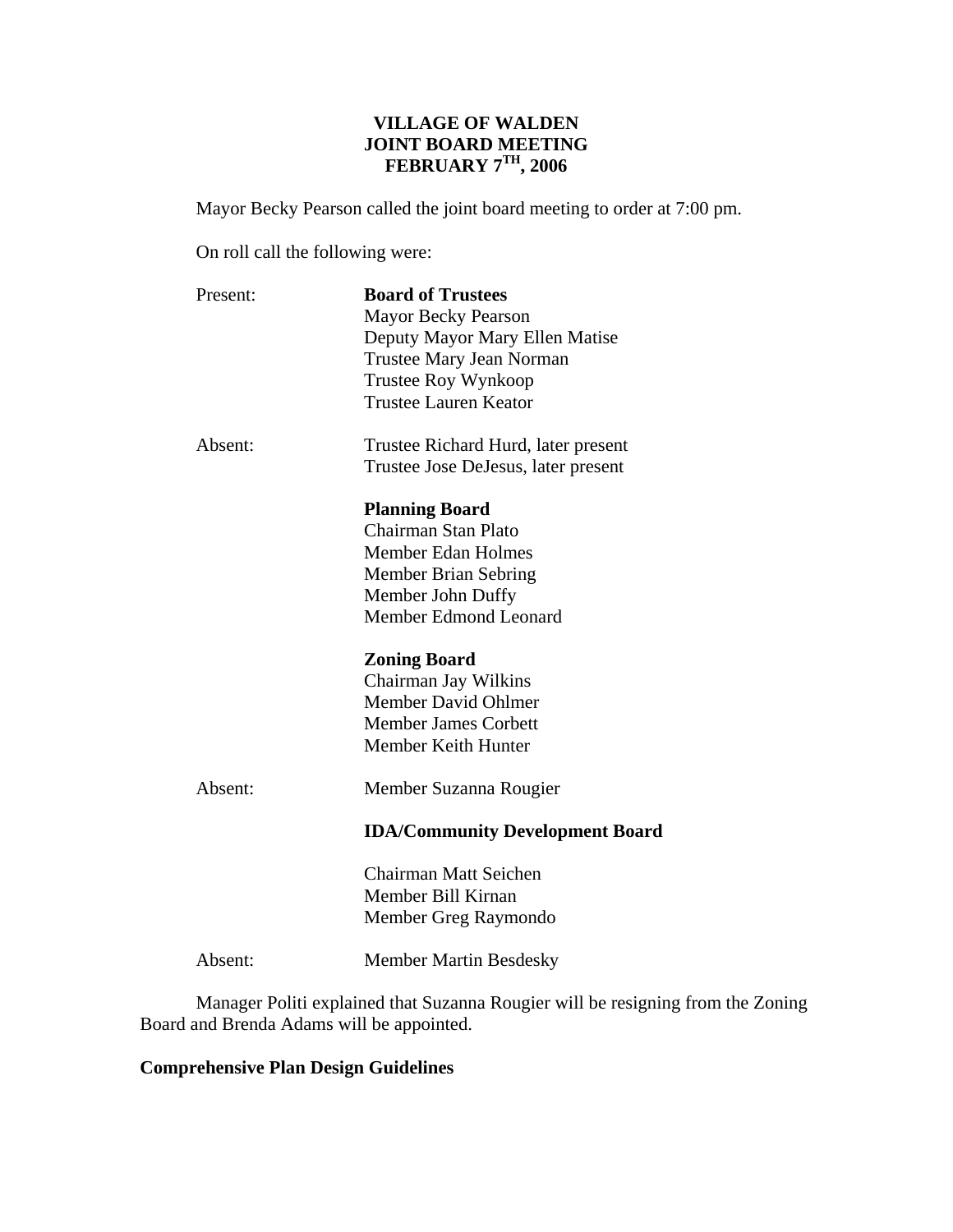**VILLAGE OF WALDEN**
**JOINT BOARD MEETING**
**FEBRUARY 7TH, 2006**

Mayor Becky Pearson called the joint board meeting to order at 7:00 pm.

On roll call the following were:

Present: **Board of Trustees**
Mayor Becky Pearson
Deputy Mayor Mary Ellen Matise
Trustee Mary Jean Norman
Trustee Roy Wynkoop
Trustee Lauren Keator

Absent: Trustee Richard Hurd, later present
Trustee Jose DeJesus, later present

**Planning Board**
Chairman Stan Plato
Member Edan Holmes
Member Brian Sebring
Member John Duffy
Member Edmond Leonard

**Zoning Board**
Chairman Jay Wilkins
Member David Ohlmer
Member James Corbett
Member Keith Hunter

Absent: Member Suzanna Rougier

**IDA/Community Development Board**

Chairman Matt Seichen
Member Bill Kirnan
Member Greg Raymondo

Absent: Member Martin Besdesky

Manager Politi explained that Suzanna Rougier will be resigning from the Zoning Board and Brenda Adams will be appointed.

**Comprehensive Plan Design Guidelines**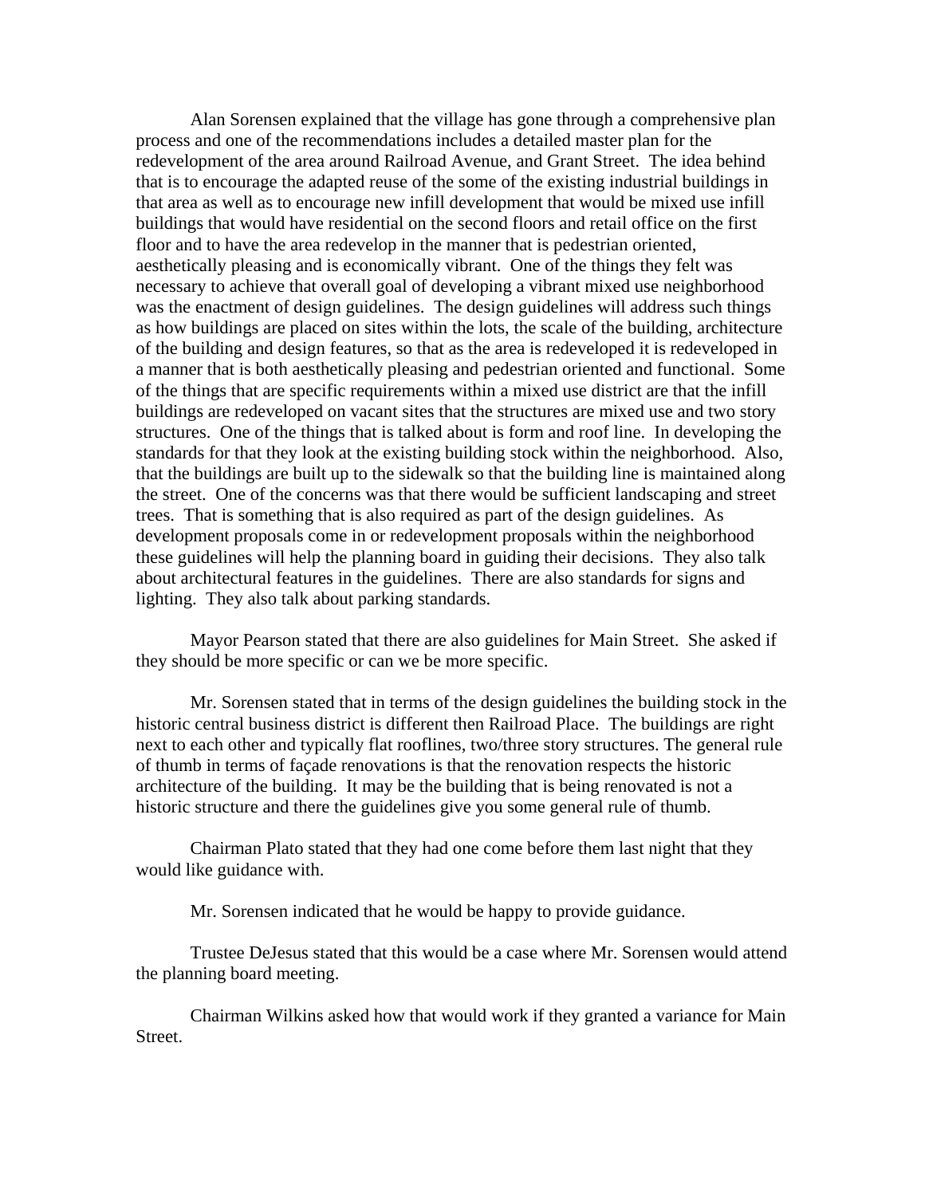Alan Sorensen explained that the village has gone through a comprehensive plan process and one of the recommendations includes a detailed master plan for the redevelopment of the area around Railroad Avenue, and Grant Street. The idea behind that is to encourage the adapted reuse of the some of the existing industrial buildings in that area as well as to encourage new infill development that would be mixed use infill buildings that would have residential on the second floors and retail office on the first floor and to have the area redevelop in the manner that is pedestrian oriented, aesthetically pleasing and is economically vibrant. One of the things they felt was necessary to achieve that overall goal of developing a vibrant mixed use neighborhood was the enactment of design guidelines. The design guidelines will address such things as how buildings are placed on sites within the lots, the scale of the building, architecture of the building and design features, so that as the area is redeveloped it is redeveloped in a manner that is both aesthetically pleasing and pedestrian oriented and functional. Some of the things that are specific requirements within a mixed use district are that the infill buildings are redeveloped on vacant sites that the structures are mixed use and two story structures. One of the things that is talked about is form and roof line. In developing the standards for that they look at the existing building stock within the neighborhood. Also, that the buildings are built up to the sidewalk so that the building line is maintained along the street. One of the concerns was that there would be sufficient landscaping and street trees. That is something that is also required as part of the design guidelines. As development proposals come in or redevelopment proposals within the neighborhood these guidelines will help the planning board in guiding their decisions. They also talk about architectural features in the guidelines. There are also standards for signs and lighting. They also talk about parking standards.

Mayor Pearson stated that there are also guidelines for Main Street. She asked if they should be more specific or can we be more specific.

Mr. Sorensen stated that in terms of the design guidelines the building stock in the historic central business district is different then Railroad Place. The buildings are right next to each other and typically flat rooflines, two/three story structures. The general rule of thumb in terms of façade renovations is that the renovation respects the historic architecture of the building. It may be the building that is being renovated is not a historic structure and there the guidelines give you some general rule of thumb.

Chairman Plato stated that they had one come before them last night that they would like guidance with.

Mr. Sorensen indicated that he would be happy to provide guidance.

Trustee DeJesus stated that this would be a case where Mr. Sorensen would attend the planning board meeting.

Chairman Wilkins asked how that would work if they granted a variance for Main Street.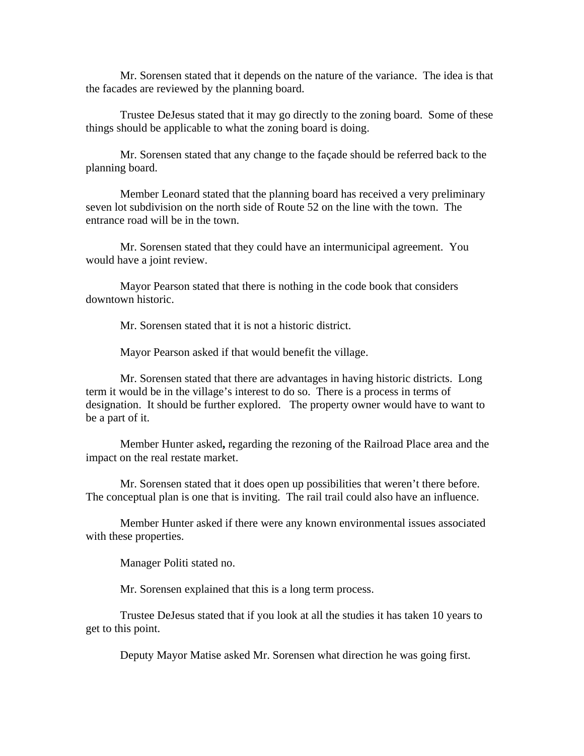Mr. Sorensen stated that it depends on the nature of the variance. The idea is that the facades are reviewed by the planning board.

Trustee DeJesus stated that it may go directly to the zoning board. Some of these things should be applicable to what the zoning board is doing.

Mr. Sorensen stated that any change to the façade should be referred back to the planning board.

Member Leonard stated that the planning board has received a very preliminary seven lot subdivision on the north side of Route 52 on the line with the town. The entrance road will be in the town.

Mr. Sorensen stated that they could have an intermunicipal agreement. You would have a joint review.

Mayor Pearson stated that there is nothing in the code book that considers downtown historic.

Mr. Sorensen stated that it is not a historic district.

Mayor Pearson asked if that would benefit the village.

Mr. Sorensen stated that there are advantages in having historic districts. Long term it would be in the village's interest to do so. There is a process in terms of designation. It should be further explored. The property owner would have to want to be a part of it.

Member Hunter asked**,** regarding the rezoning of the Railroad Place area and the impact on the real restate market.

Mr. Sorensen stated that it does open up possibilities that weren't there before. The conceptual plan is one that is inviting. The rail trail could also have an influence.

Member Hunter asked if there were any known environmental issues associated with these properties.

Manager Politi stated no.

Mr. Sorensen explained that this is a long term process.

Trustee DeJesus stated that if you look at all the studies it has taken 10 years to get to this point.

Deputy Mayor Matise asked Mr. Sorensen what direction he was going first.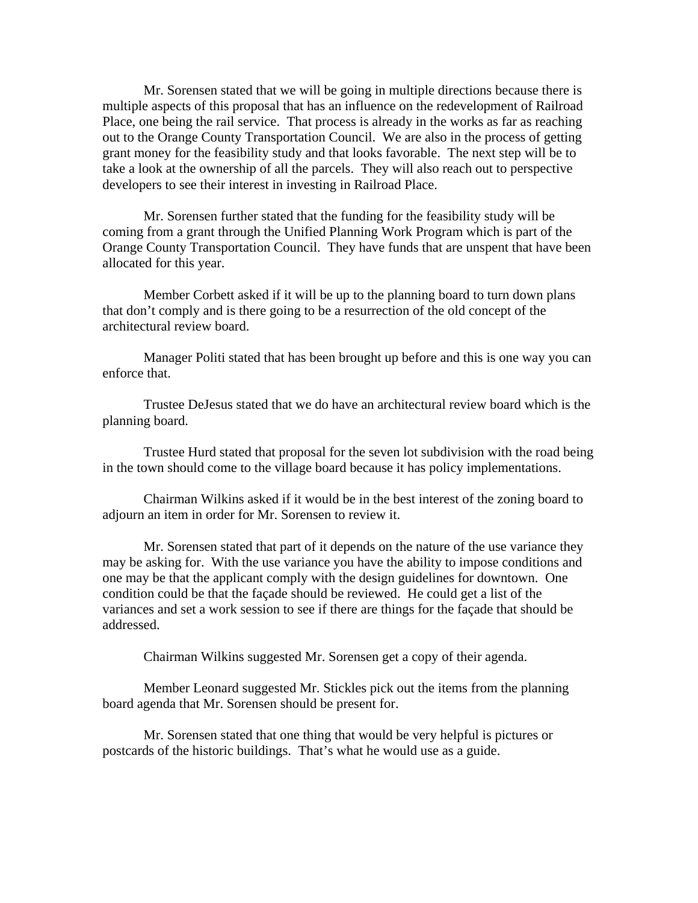Mr. Sorensen stated that we will be going in multiple directions because there is multiple aspects of this proposal that has an influence on the redevelopment of Railroad Place, one being the rail service. That process is already in the works as far as reaching out to the Orange County Transportation Council. We are also in the process of getting grant money for the feasibility study and that looks favorable. The next step will be to take a look at the ownership of all the parcels. They will also reach out to perspective developers to see their interest in investing in Railroad Place.

Mr. Sorensen further stated that the funding for the feasibility study will be coming from a grant through the Unified Planning Work Program which is part of the Orange County Transportation Council. They have funds that are unspent that have been allocated for this year.

Member Corbett asked if it will be up to the planning board to turn down plans that don't comply and is there going to be a resurrection of the old concept of the architectural review board.

Manager Politi stated that has been brought up before and this is one way you can enforce that.

Trustee DeJesus stated that we do have an architectural review board which is the planning board.

Trustee Hurd stated that proposal for the seven lot subdivision with the road being in the town should come to the village board because it has policy implementations.

Chairman Wilkins asked if it would be in the best interest of the zoning board to adjourn an item in order for Mr. Sorensen to review it.

Mr. Sorensen stated that part of it depends on the nature of the use variance they may be asking for. With the use variance you have the ability to impose conditions and one may be that the applicant comply with the design guidelines for downtown. One condition could be that the façade should be reviewed. He could get a list of the variances and set a work session to see if there are things for the façade that should be addressed.

Chairman Wilkins suggested Mr. Sorensen get a copy of their agenda.

Member Leonard suggested Mr. Stickles pick out the items from the planning board agenda that Mr. Sorensen should be present for.

Mr. Sorensen stated that one thing that would be very helpful is pictures or postcards of the historic buildings. That's what he would use as a guide.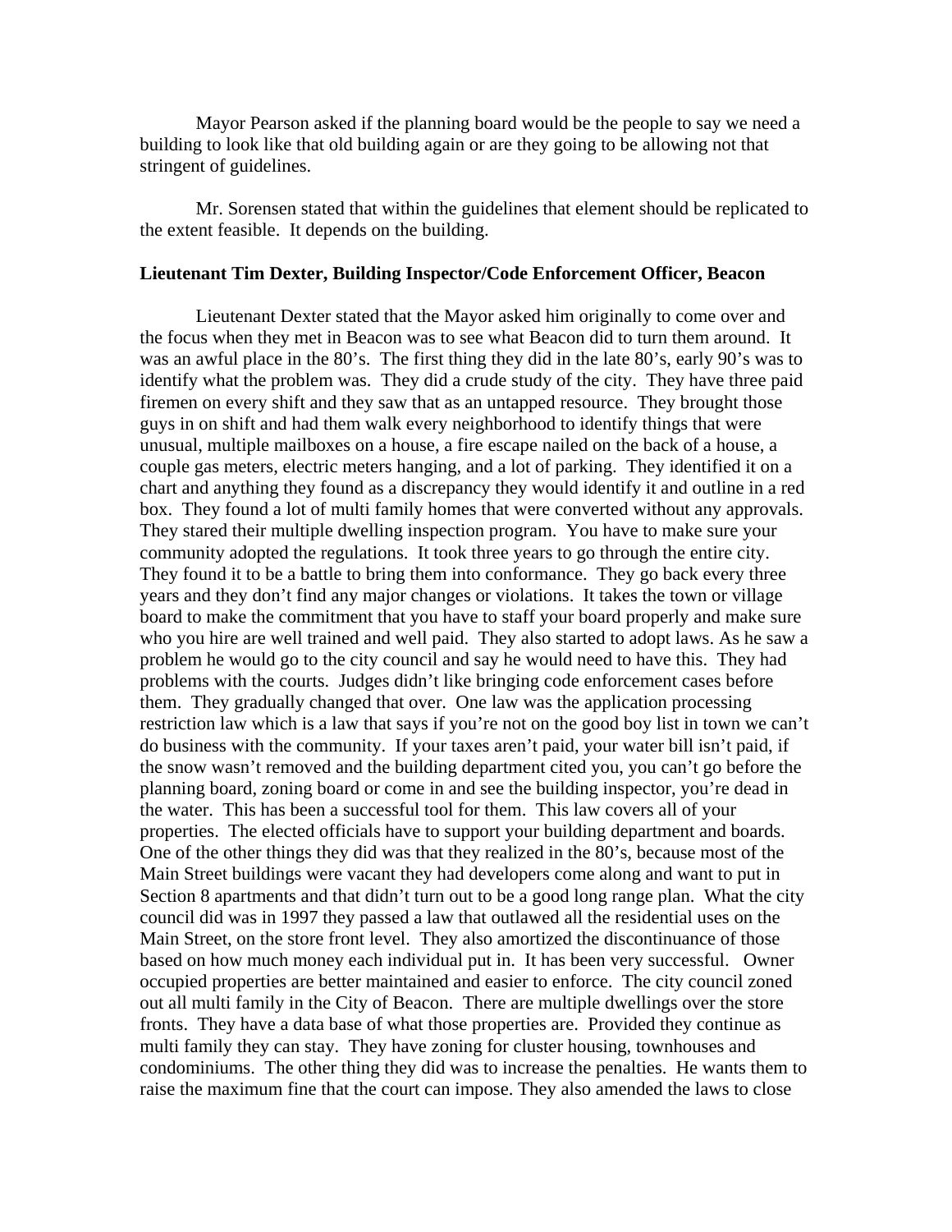Mayor Pearson asked if the planning board would be the people to say we need a building to look like that old building again or are they going to be allowing not that stringent of guidelines.

Mr. Sorensen stated that within the guidelines that element should be replicated to the extent feasible. It depends on the building.

**Lieutenant Tim Dexter, Building Inspector/Code Enforcement Officer, Beacon**

Lieutenant Dexter stated that the Mayor asked him originally to come over and the focus when they met in Beacon was to see what Beacon did to turn them around. It was an awful place in the 80's. The first thing they did in the late 80's, early 90's was to identify what the problem was. They did a crude study of the city. They have three paid firemen on every shift and they saw that as an untapped resource. They brought those guys in on shift and had them walk every neighborhood to identify things that were unusual, multiple mailboxes on a house, a fire escape nailed on the back of a house, a couple gas meters, electric meters hanging, and a lot of parking. They identified it on a chart and anything they found as a discrepancy they would identify it and outline in a red box. They found a lot of multi family homes that were converted without any approvals. They stared their multiple dwelling inspection program. You have to make sure your community adopted the regulations. It took three years to go through the entire city. They found it to be a battle to bring them into conformance. They go back every three years and they don't find any major changes or violations. It takes the town or village board to make the commitment that you have to staff your board properly and make sure who you hire are well trained and well paid. They also started to adopt laws. As he saw a problem he would go to the city council and say he would need to have this. They had problems with the courts. Judges didn't like bringing code enforcement cases before them. They gradually changed that over. One law was the application processing restriction law which is a law that says if you're not on the good boy list in town we can't do business with the community. If your taxes aren't paid, your water bill isn't paid, if the snow wasn't removed and the building department cited you, you can't go before the planning board, zoning board or come in and see the building inspector, you're dead in the water. This has been a successful tool for them. This law covers all of your properties. The elected officials have to support your building department and boards. One of the other things they did was that they realized in the 80's, because most of the Main Street buildings were vacant they had developers come along and want to put in Section 8 apartments and that didn't turn out to be a good long range plan. What the city council did was in 1997 they passed a law that outlawed all the residential uses on the Main Street, on the store front level. They also amortized the discontinuance of those based on how much money each individual put in. It has been very successful. Owner occupied properties are better maintained and easier to enforce. The city council zoned out all multi family in the City of Beacon. There are multiple dwellings over the store fronts. They have a data base of what those properties are. Provided they continue as multi family they can stay. They have zoning for cluster housing, townhouses and condominiums. The other thing they did was to increase the penalties. He wants them to raise the maximum fine that the court can impose. They also amended the laws to close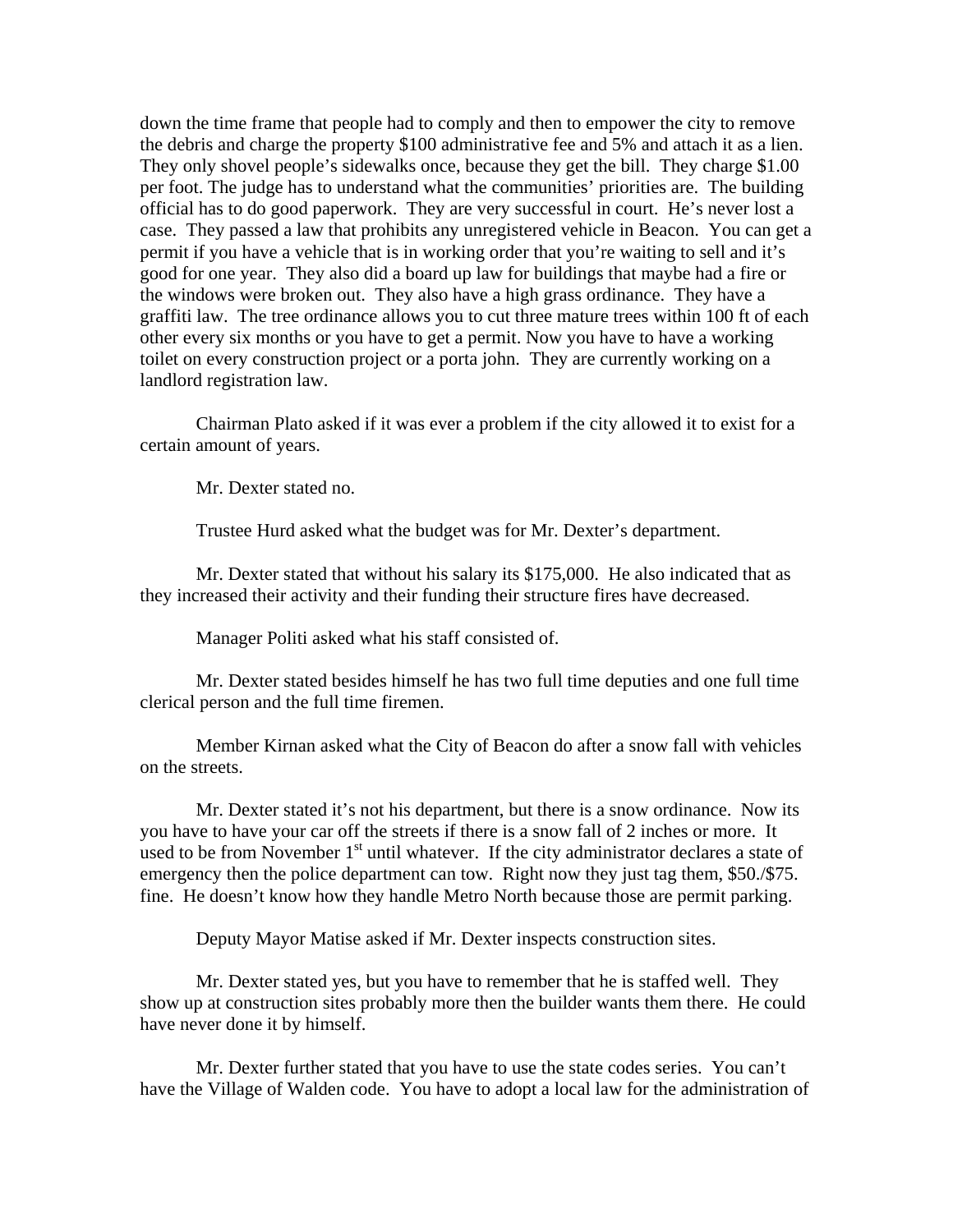down the time frame that people had to comply and then to empower the city to remove the debris and charge the property $100 administrative fee and 5% and attach it as a lien. They only shovel people's sidewalks once, because they get the bill. They charge $1.00 per foot. The judge has to understand what the communities' priorities are. The building official has to do good paperwork. They are very successful in court. He's never lost a case. They passed a law that prohibits any unregistered vehicle in Beacon. You can get a permit if you have a vehicle that is in working order that you're waiting to sell and it's good for one year. They also did a board up law for buildings that maybe had a fire or the windows were broken out. They also have a high grass ordinance. They have a graffiti law. The tree ordinance allows you to cut three mature trees within 100 ft of each other every six months or you have to get a permit. Now you have to have a working toilet on every construction project or a porta john. They are currently working on a landlord registration law.

Chairman Plato asked if it was ever a problem if the city allowed it to exist for a certain amount of years.

Mr. Dexter stated no.

Trustee Hurd asked what the budget was for Mr. Dexter's department.

Mr. Dexter stated that without his salary its $175,000. He also indicated that as they increased their activity and their funding their structure fires have decreased.

Manager Politi asked what his staff consisted of.

Mr. Dexter stated besides himself he has two full time deputies and one full time clerical person and the full time firemen.

Member Kirnan asked what the City of Beacon do after a snow fall with vehicles on the streets.

Mr. Dexter stated it's not his department, but there is a snow ordinance. Now its you have to have your car off the streets if there is a snow fall of 2 inches or more. It used to be from November 1st until whatever. If the city administrator declares a state of emergency then the police department can tow. Right now they just tag them, $50./$75. fine. He doesn't know how they handle Metro North because those are permit parking.

Deputy Mayor Matise asked if Mr. Dexter inspects construction sites.

Mr. Dexter stated yes, but you have to remember that he is staffed well. They show up at construction sites probably more then the builder wants them there. He could have never done it by himself.

Mr. Dexter further stated that you have to use the state codes series. You can't have the Village of Walden code. You have to adopt a local law for the administration of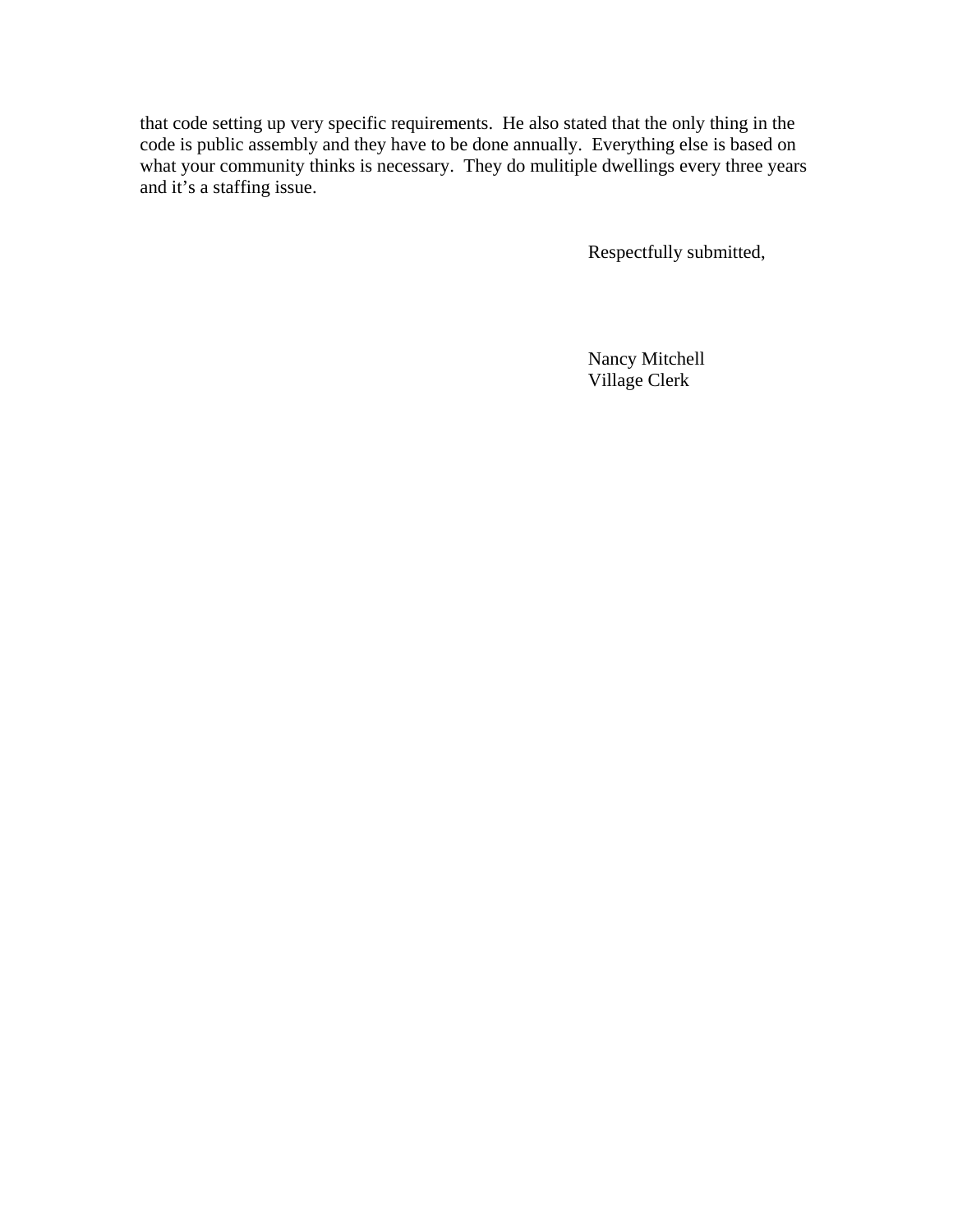that code setting up very specific requirements. He also stated that the only thing in the code is public assembly and they have to be done annually. Everything else is based on what your community thinks is necessary. They do mulitiple dwellings every three years and it's a staffing issue.

Respectfully submitted,

Nancy Mitchell
Village Clerk